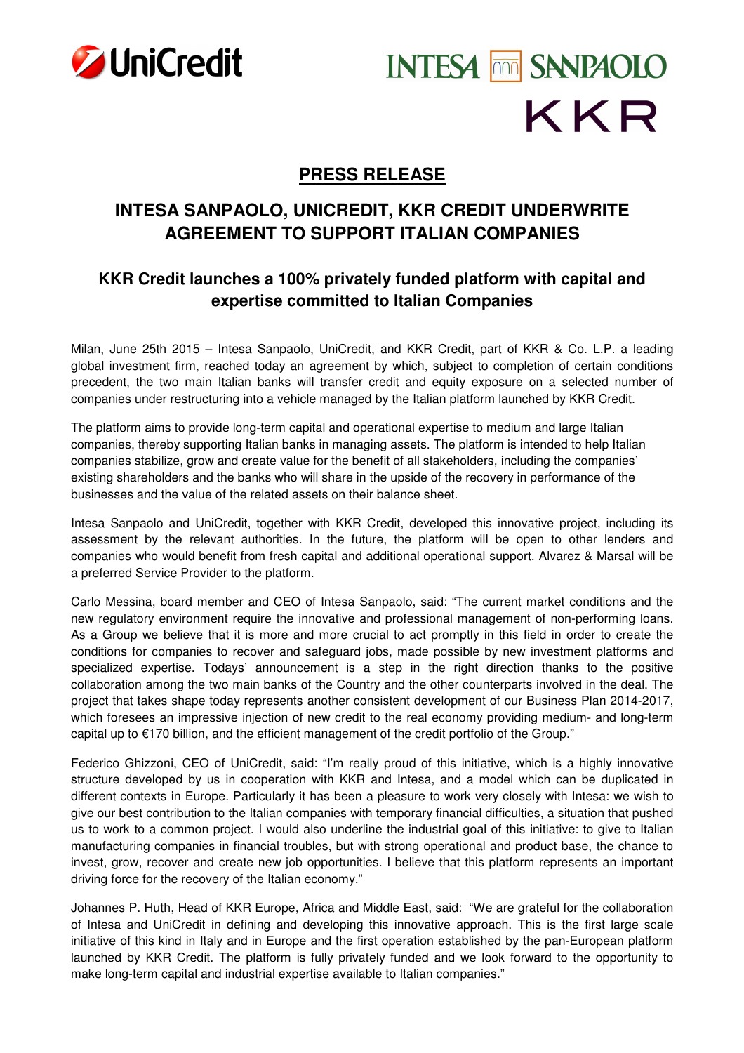UniCredit

INTESA SANPAOLO

KKR

# PRESS RELEASE

## INTESA SANPAOLO, UNICREDIT, KKR CREDIT UNDERWRITE AGREEMENT TO SUPPORT ITALIAN COMPANIES

### KKR Credit launches a 100% privately funded platform with capital and expertise committed to Italian Companies

Milan, June 25th 2015 – Intesa Sanpaolo, UniCredit, and KKR Credit, part of KKR & Co. L.P. a leading global investment firm, reached today an agreement by which, subject to completion of certain conditions precedent, the two main Italian banks will transfer credit and equity exposure on a selected number of companies under restructuring into a vehicle managed by the Italian platform launched by KKR Credit.

The platform aims to provide long-term capital and operational expertise to medium and large Italian companies, thereby supporting Italian banks in managing assets. The platform is intended to help Italian companies stabilize, grow and create value for the benefit of all stakeholders, including the companies' existing shareholders and the banks who will share in the upside of the recovery in performance of the businesses and the value of the related assets on their balance sheet.

Intesa Sanpaolo and UniCredit, together with KKR Credit, developed this innovative project, including its assessment by the relevant authorities. In the future, the platform will be open to other lenders and companies who would benefit from fresh capital and additional operational support. Alvarez & Marsal will be a preferred Service Provider to the platform.

Carlo Messina, board member and CEO of Intesa Sanpaolo, said: "The current market conditions and the new regulatory environment require the innovative and professional management of non-performing loans. As a Group we believe that it is more and more crucial to act promptly in this field in order to create the conditions for companies to recover and safeguard jobs, made possible by new investment platforms and specialized expertise. Todays' announcement is a step in the right direction thanks to the positive collaboration among the two main banks of the Country and the other counterparts involved in the deal. The project that takes shape today represents another consistent development of our Business Plan 2014-2017, which foresees an impressive injection of new credit to the real economy providing medium- and long-term capital up to €170 billion, and the efficient management of the credit portfolio of the Group."

Federico Ghizzoni, CEO of UniCredit, said: "I'm really proud of this initiative, which is a highly innovative structure developed by us in cooperation with KKR and Intesa, and a model which can be duplicated in different contexts in Europe. Particularly it has been a pleasure to work very closely with Intesa: we wish to give our best contribution to the Italian companies with temporary financial difficulties, a situation that pushed us to work to a common project. I would also underline the industrial goal of this initiative: to give to Italian manufacturing companies in financial troubles, but with strong operational and product base, the chance to invest, grow, recover and create new job opportunities. I believe that this platform represents an important driving force for the recovery of the Italian economy."

Johannes P. Huth, Head of KKR Europe, Africa and Middle East, said: "We are grateful for the collaboration of Intesa and UniCredit in defining and developing this innovative approach. This is the first large scale initiative of this kind in Italy and in Europe and the first operation established by the pan-European platform launched by KKR Credit. The platform is fully privately funded and we look forward to the opportunity to make long-term capital and industrial expertise available to Italian companies."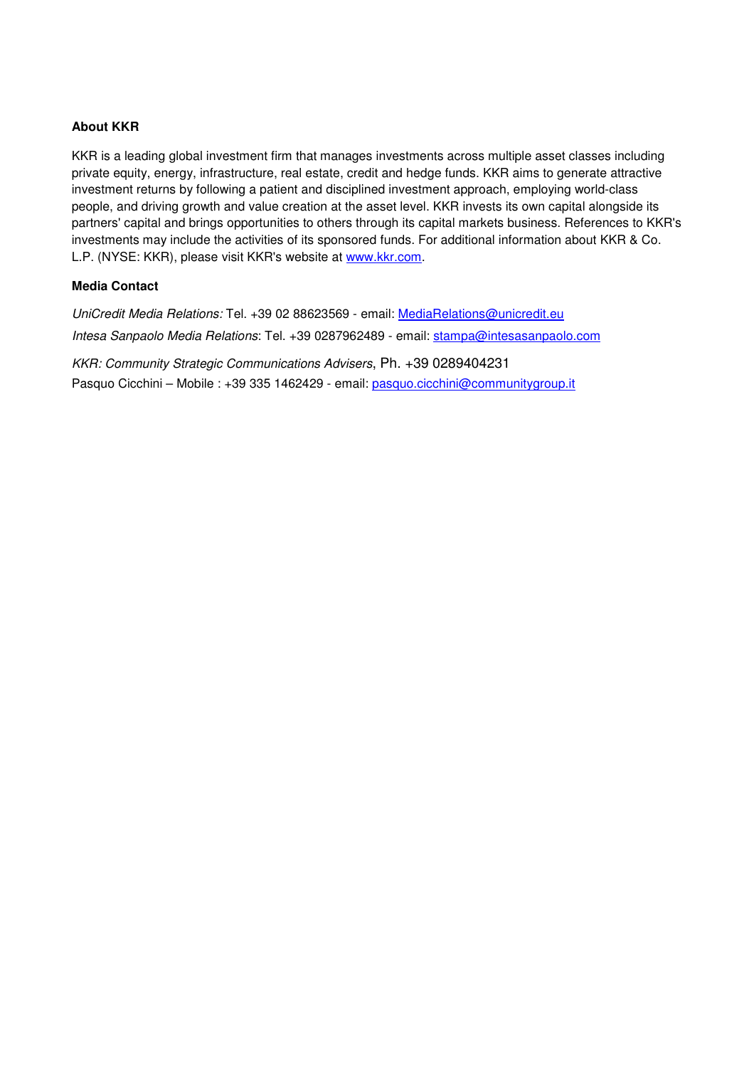**About KKR**

KKR is a leading global investment firm that manages investments across multiple asset classes including private equity, energy, infrastructure, real estate, credit and hedge funds. KKR aims to generate attractive investment returns by following a patient and disciplined investment approach, employing world-class people, and driving growth and value creation at the asset level. KKR invests its own capital alongside its partners' capital and brings opportunities to others through its capital markets business. References to KKR's investments may include the activities of its sponsored funds. For additional information about KKR & Co. L.P. (NYSE: KKR), please visit KKR's website at www.kkr.com.

**Media Contact**

*UniCredit Media Relations:* Tel. +39 02 88623569 - email: MediaRelations@unicredit.eu

*Intesa Sanpaolo Media Relations*: Tel. +39 0287962489 - email: stampa@intesasanpaolo.com

*KKR: Community Strategic Communications Advisers*, Ph. +39 0289404231
Pasquo Cicchini – Mobile : +39 335 1462429 - email: pasquo.cicchini@communitygroup.it